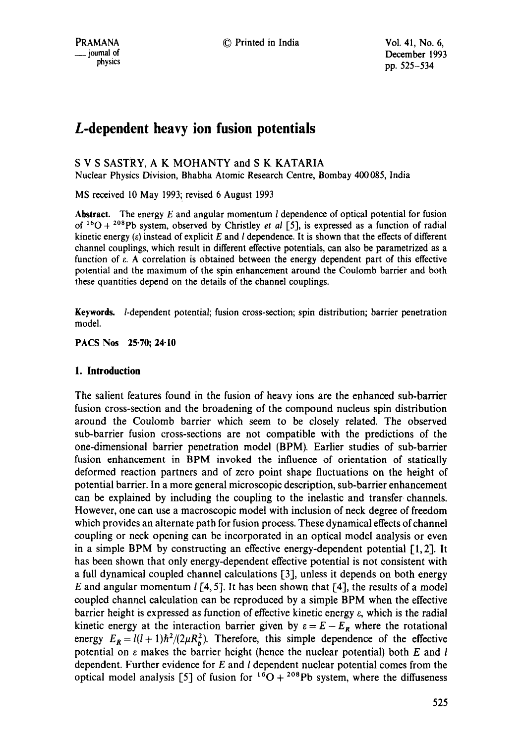# L-dependent heavy ion fusion potentials

S V S SASTRY, A K MOHANTY and S K KATARIA

Nuclear Physics Division, Bhabha Atomic Research Centre, Bombay 400085, India

MS received 10 May 1993; revised 6 August 1993

**Abstract.** The energy $E$ and angular momentum $l$ dependence of optical potential for fusion of $^{16}O + ^{208}Pb$ system, observed by Christley *et al* [5], is expressed as a function of radial kinetic energy ($\varepsilon$) instead of explicit $E$ and $l$ dependence. It is shown that the effects of different channel couplings, which result in different effective potentials, can also be parametrized as a function of $\varepsilon$. A correlation is obtained between the energy dependent part of this effective potential and the maximum of the spin enhancement around the Coulomb barrier and both these quantities depend on the details of the channel couplings.

**Keywords.** $l$-dependent potential; fusion cross-section; spin distribution; barrier penetration model.

**PACS Nos** 25·70; 24·10

## 1. Introduction

The salient features found in the fusion of heavy ions are the enhanced sub-barrier fusion cross-section and the broadening of the compound nucleus spin distribution around the Coulomb barrier which seem to be closely related. The observed sub-barrier fusion cross-sections are not compatible with the predictions of the one-dimensional barrier penetration model (BPM). Earlier studies of sub-barrier fusion enhancement in BPM invoked the influence of orientation of statically deformed reaction partners and of zero point shape fluctuations on the height of potential barrier. In a more general microscopic description, sub-barrier enhancement can be explained by including the coupling to the inelastic and transfer channels. However, one can use a macroscopic model with inclusion of neck degree of freedom which provides an alternate path for fusion process. These dynamical effects of channel coupling or neck opening can be incorporated in an optical model analysis or even in a simple BPM by constructing an effective energy-dependent potential [1, 2]. It has been shown that only energy-dependent effective potential is not consistent with a full dynamical coupled channel calculations [3], unless it depends on both energy $E$ and angular momentum $l$ [4, 5]. It has been shown that [4], the results of a model coupled channel calculation can be reproduced by a simple BPM when the effective barrier height is expressed as function of effective kinetic energy $\varepsilon$, which is the radial kinetic energy at the interaction barrier given by $\varepsilon = E - E_R$ where the rotational energy $E_R = l(l+1)\hbar^2/(2\mu R_b^2)$. Therefore, this simple dependence of the effective potential on $\varepsilon$ makes the barrier height (hence the nuclear potential) both $E$ and $l$ dependent. Further evidence for $E$ and $l$ dependent nuclear potential comes from the optical model analysis [5] of fusion for $^{16}O + ^{208}Pb$ system, where the diffuseness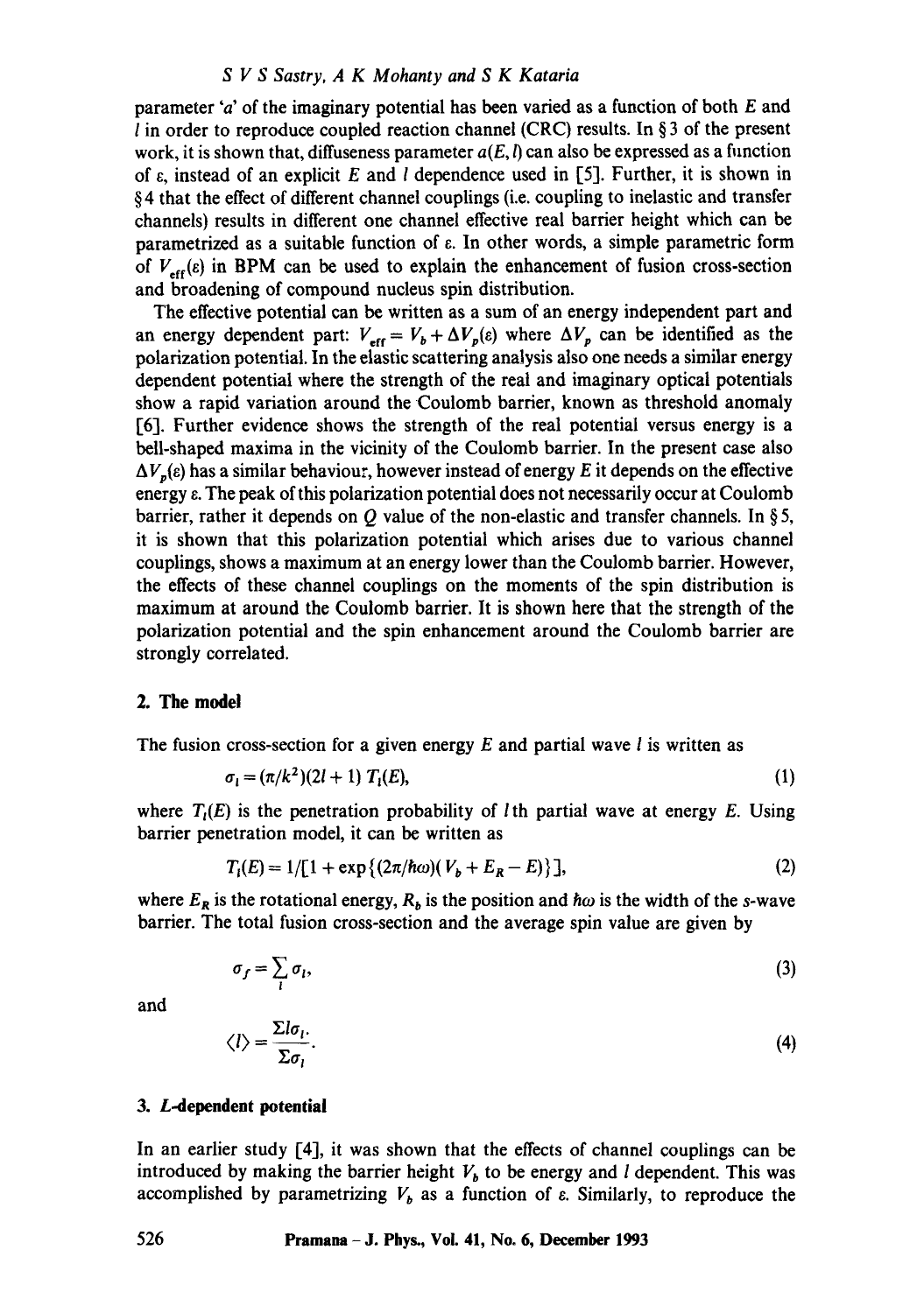parameter '$a$' of the imaginary potential has been varied as a function of both $E$ and $l$ in order to reproduce coupled reaction channel (CRC) results. In § 3 of the present work, it is shown that, diffuseness parameter $a(E, l)$ can also be expressed as a function of $\varepsilon$, instead of an explicit $E$ and $l$ dependence used in [5]. Further, it is shown in § 4 that the effect of different channel couplings (i.e. coupling to inelastic and transfer channels) results in different one channel effective real barrier height which can be parametrized as a suitable function of $\varepsilon$. In other words, a simple parametric form of $V_{\text{eff}}(\varepsilon)$ in BPM can be used to explain the enhancement of fusion cross-section and broadening of compound nucleus spin distribution.

The effective potential can be written as a sum of an energy independent part and an energy dependent part: $V_{\text{eff}} = V_b + \Delta V_p(\varepsilon)$ where $\Delta V_p$ can be identified as the polarization potential. In the elastic scattering analysis also one needs a similar energy dependent potential where the strength of the real and imaginary optical potentials show a rapid variation around the Coulomb barrier, known as threshold anomaly [6]. Further evidence shows the strength of the real potential versus energy is a bell-shaped maxima in the vicinity of the Coulomb barrier. In the present case also $\Delta V_p(\varepsilon)$ has a similar behaviour, however instead of energy $E$ it depends on the effective energy $\varepsilon$. The peak of this polarization potential does not necessarily occur at Coulomb barrier, rather it depends on $Q$ value of the non-elastic and transfer channels. In § 5, it is shown that this polarization potential which arises due to various channel couplings, shows a maximum at an energy lower than the Coulomb barrier. However, the effects of these channel couplings on the moments of the spin distribution is maximum at around the Coulomb barrier. It is shown here that the strength of the polarization potential and the spin enhancement around the Coulomb barrier are strongly correlated.

## 2. The model

The fusion cross-section for a given energy $E$ and partial wave $l$ is written as

$$\sigma_l = (\pi/k^2)(2l + 1)\, T_l(E), \tag{1}$$

where $T_l(E)$ is the penetration probability of $l$th partial wave at energy $E$. Using barrier penetration model, it can be written as

$$T_l(E) = 1/[1 + \exp\{(2\pi/\hbar\omega)(V_b + E_R - E)\}], \tag{2}$$

where $E_R$ is the rotational energy, $R_b$ is the position and $\hbar\omega$ is the width of the $s$-wave barrier. The total fusion cross-section and the average spin value are given by

$$\sigma_f = \sum_l \sigma_l, \tag{3}$$

and

$$\langle l \rangle = \frac{\Sigma l \sigma_l}{\Sigma \sigma_l}. \tag{4}$$

## 3. L-dependent potential

In an earlier study [4], it was shown that the effects of channel couplings can be introduced by making the barrier height $V_b$ to be energy and $l$ dependent. This was accomplished by parametrizing $V_b$ as a function of $\varepsilon$. Similarly, to reproduce the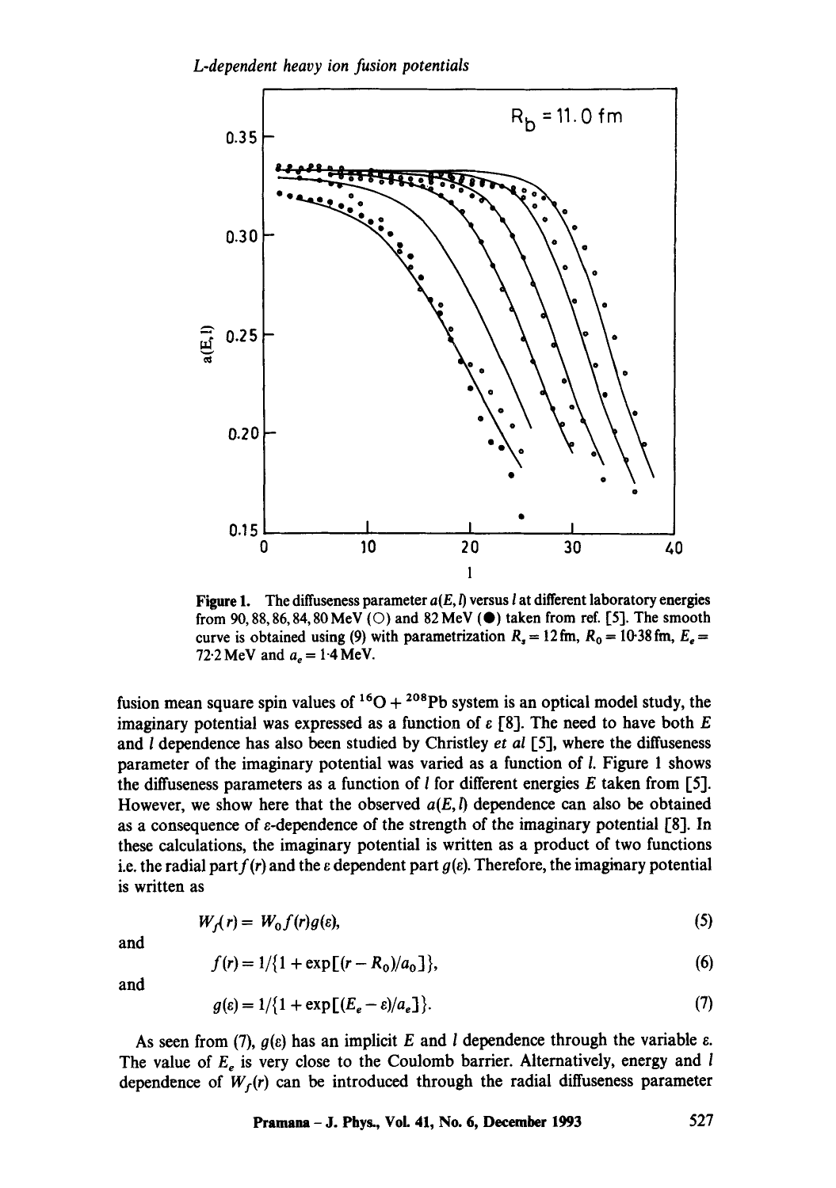**Figure 1.** The diffuseness parameter $a(E, l)$ versus $l$ at different laboratory energies from 90, 88, 86, 84, 80 MeV (○) and 82 MeV (●) taken from ref. [5]. The smooth curve is obtained using (9) with parametrization $R_s = 12$ fm, $R_0 = 10{\cdot}38$ fm, $E_e = 72{\cdot}2$ MeV and $a_e = 1{\cdot}4$ MeV.

fusion mean square spin values of $^{16}O + ^{208}Pb$ system is an optical model study, the imaginary potential was expressed as a function of $\varepsilon$ [8]. The need to have both $E$ and $l$ dependence has also been studied by Christley *et al* [5], where the diffuseness parameter of the imaginary potential was varied as a function of $l$. Figure 1 shows the diffuseness parameters as a function of $l$ for different energies $E$ taken from [5]. However, we show here that the observed $a(E, l)$ dependence can also be obtained as a consequence of $\varepsilon$-dependence of the strength of the imaginary potential [8]. In these calculations, the imaginary potential is written as a product of two functions i.e. the radial part $f(r)$ and the $\varepsilon$ dependent part $g(\varepsilon)$. Therefore, the imaginary potential is written as

$$W_f(r) = W_0 f(r) g(\varepsilon), \tag{5}$$

and

$$f(r) = 1/\{1 + \exp[(r - R_0)/a_0]\}, \tag{6}$$

and

$$g(\varepsilon) = 1/\{1 + \exp[(E_e - \varepsilon)/a_e]\}. \tag{7}$$

As seen from (7), $g(\varepsilon)$ has an implicit $E$ and $l$ dependence through the variable $\varepsilon$. The value of $E_e$ is very close to the Coulomb barrier. Alternatively, energy and $l$ dependence of $W_f(r)$ can be introduced through the radial diffuseness parameter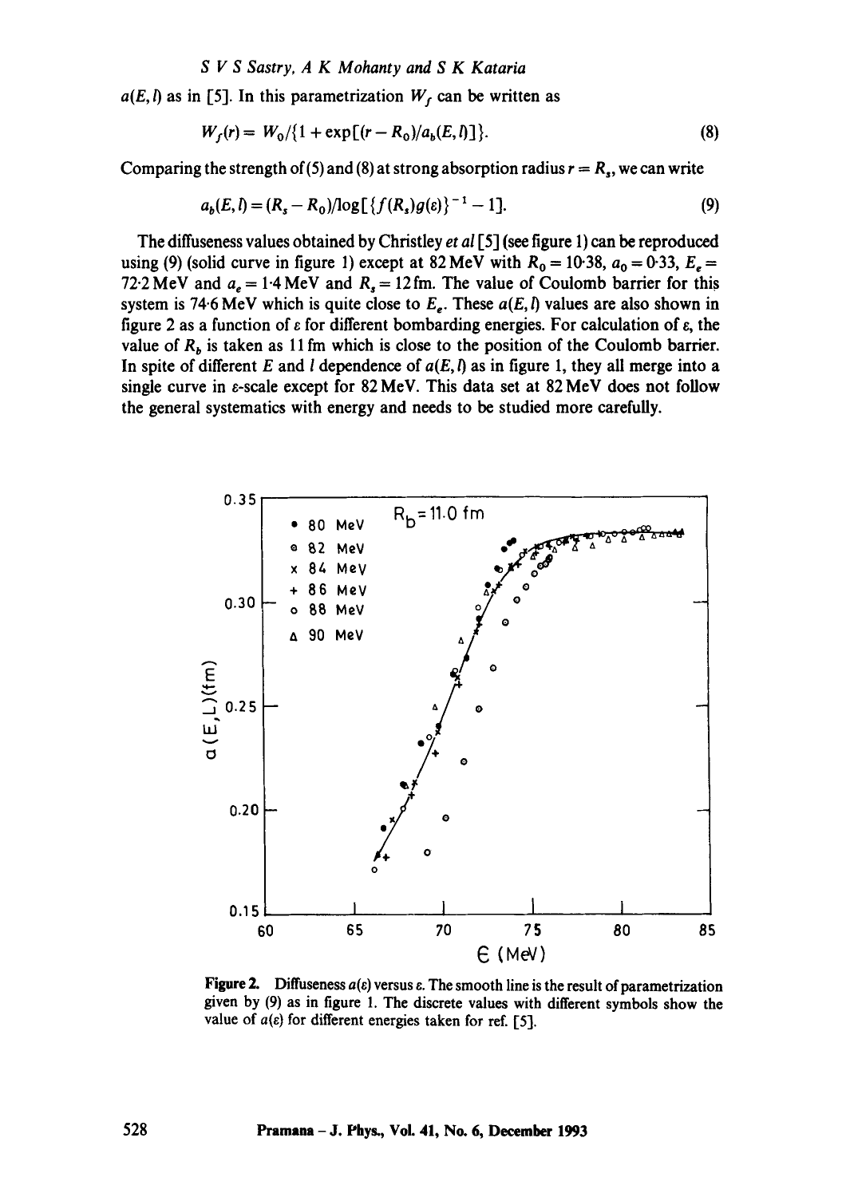$a(E, l)$ as in [5]. In this parametrization $W_f$ can be written as

$$W_f(r) = W_0/\{1 + \exp[(r - R_0)/a_b(E, l)]\}. \tag{8}$$

Comparing the strength of (5) and (8) at strong absorption radius $r = R_s$, we can write

$$a_b(E, l) = (R_s - R_0)/\log[\{f(R_s)g(\varepsilon)\}^{-1} - 1]. \tag{9}$$

The diffuseness values obtained by Christley *et al* [5] (see figure 1) can be reproduced using (9) (solid curve in figure 1) except at 82 MeV with $R_0 = 10{\cdot}38$, $a_0 = 0{\cdot}33$, $E_e = 72{\cdot}2$ MeV and $a_e = 1{\cdot}4$ MeV and $R_s = 12$ fm. The value of Coulomb barrier for this system is 74·6 MeV which is quite close to $E_e$. These $a(E, l)$ values are also shown in figure 2 as a function of $\varepsilon$ for different bombarding energies. For calculation of $\varepsilon$, the value of $R_b$ is taken as 11 fm which is close to the position of the Coulomb barrier. In spite of different $E$ and $l$ dependence of $a(E, l)$ as in figure 1, they all merge into a single curve in $\varepsilon$-scale except for 82 MeV. This data set at 82 MeV does not follow the general systematics with energy and needs to be studied more carefully.

**Figure 2.** Diffuseness $a(\varepsilon)$ versus $\varepsilon$. The smooth line is the result of parametrization given by (9) as in figure 1. The discrete values with different symbols show the value of $a(\varepsilon)$ for different energies taken for ref. [5].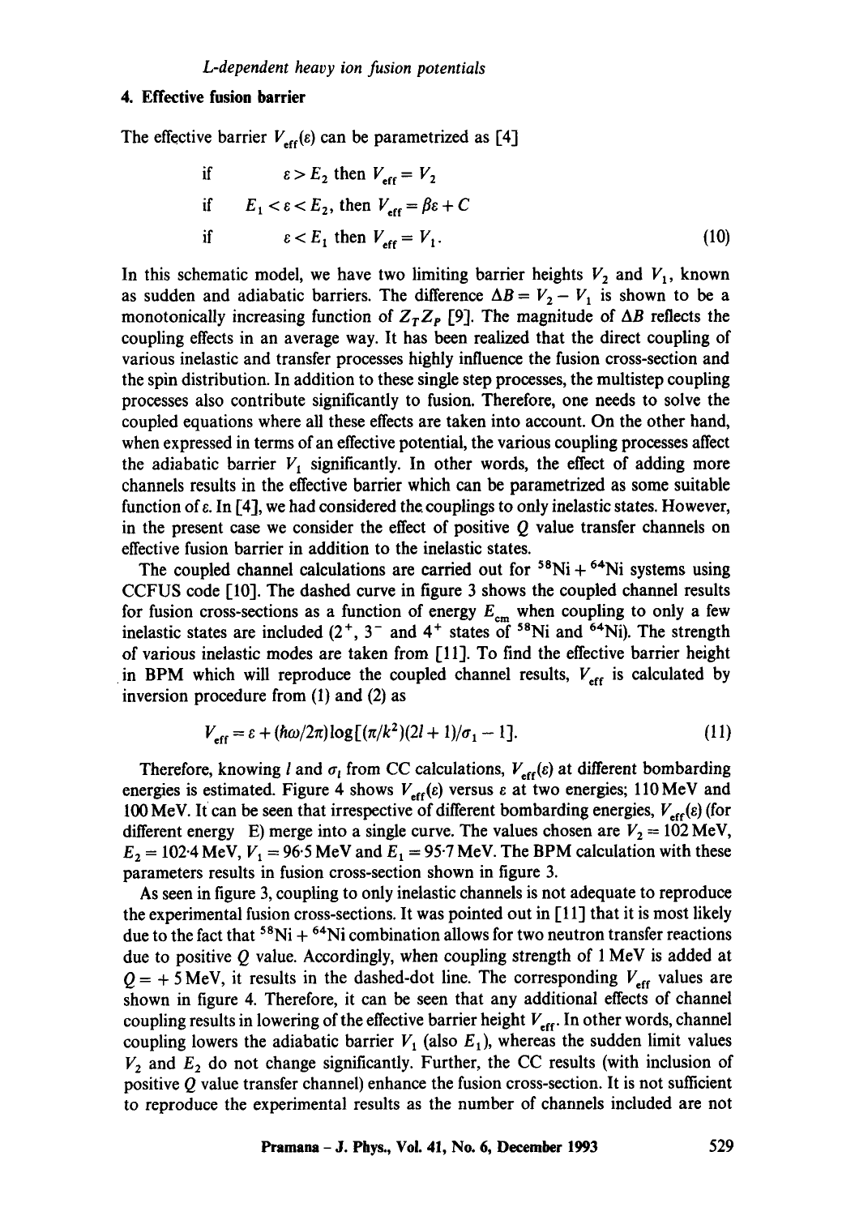## 4. Effective fusion barrier

The effective barrier $V_{\text{eff}}(\varepsilon)$ can be parametrized as [4]

$$
\begin{aligned}
&\text{if} \quad \varepsilon > E_2 \text{ then } V_{\text{eff}} = V_2 \\
&\text{if} \quad E_1 < \varepsilon < E_2, \text{ then } V_{\text{eff}} = \beta\varepsilon + C \\
&\text{if} \quad \varepsilon < E_1 \text{ then } V_{\text{eff}} = V_1.
\end{aligned}
\tag{10}
$$

In this schematic model, we have two limiting barrier heights $V_2$ and $V_1$, known as sudden and adiabatic barriers. The difference $\Delta B = V_2 - V_1$ is shown to be a monotonically increasing function of $Z_T Z_P$ [9]. The magnitude of $\Delta B$ reflects the coupling effects in an average way. It has been realized that the direct coupling of various inelastic and transfer processes highly influence the fusion cross-section and the spin distribution. In addition to these single step processes, the multistep coupling processes also contribute significantly to fusion. Therefore, one needs to solve the coupled equations where all these effects are taken into account. On the other hand, when expressed in terms of an effective potential, the various coupling processes affect the adiabatic barrier $V_1$ significantly. In other words, the effect of adding more channels results in the effective barrier which can be parametrized as some suitable function of $\varepsilon$. In [4], we had considered the couplings to only inelastic states. However, in the present case we consider the effect of positive $Q$ value transfer channels on effective fusion barrier in addition to the inelastic states.

The coupled channel calculations are carried out for $^{58}\text{Ni} + {}^{64}\text{Ni}$ systems using CCFUS code [10]. The dashed curve in figure 3 shows the coupled channel results for fusion cross-sections as a function of energy $E_{\text{cm}}$ when coupling to only a few inelastic states are included ($2^+$, $3^-$ and $4^+$ states of $^{58}\text{Ni}$ and $^{64}\text{Ni}$). The strength of various inelastic modes are taken from [11]. To find the effective barrier height in BPM which will reproduce the coupled channel results, $V_{\text{eff}}$ is calculated by inversion procedure from (1) and (2) as

$$
V_{\text{eff}} = \varepsilon + (\hbar\omega/2\pi)\log[(\pi/k^2)(2l+1)/\sigma_1 - 1].
\tag{11}
$$

Therefore, knowing $l$ and $\sigma_l$ from CC calculations, $V_{\text{eff}}(\varepsilon)$ at different bombarding energies is estimated. Figure 4 shows $V_{\text{eff}}(\varepsilon)$ versus $\varepsilon$ at two energies; 110 MeV and 100 MeV. It can be seen that irrespective of different bombarding energies, $V_{\text{eff}}(\varepsilon)$ (for different energy E) merge into a single curve. The values chosen are $V_2 = 102$ MeV, $E_2 = 102{\cdot}4$ MeV, $V_1 = 96{\cdot}5$ MeV and $E_1 = 95{\cdot}7$ MeV. The BPM calculation with these parameters results in fusion cross-section shown in figure 3.

As seen in figure 3, coupling to only inelastic channels is not adequate to reproduce the experimental fusion cross-sections. It was pointed out in [11] that it is most likely due to the fact that $^{58}\text{Ni} + {}^{64}\text{Ni}$ combination allows for two neutron transfer reactions due to positive $Q$ value. Accordingly, when coupling strength of 1 MeV is added at $Q = +5$ MeV, it results in the dashed-dot line. The corresponding $V_{\text{eff}}$ values are shown in figure 4. Therefore, it can be seen that any additional effects of channel coupling results in lowering of the effective barrier height $V_{\text{eff}}$. In other words, channel coupling lowers the adiabatic barrier $V_1$ (also $E_1$), whereas the sudden limit values $V_2$ and $E_2$ do not change significantly. Further, the CC results (with inclusion of positive $Q$ value transfer channel) enhance the fusion cross-section. It is not sufficient to reproduce the experimental results as the number of channels included are not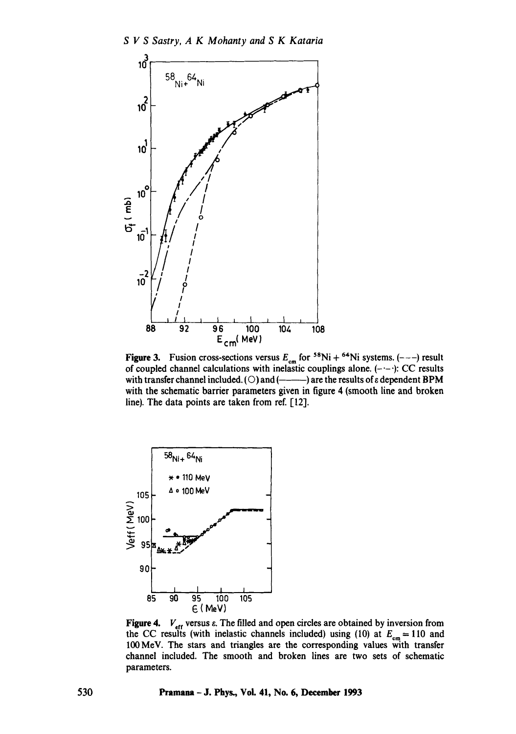**Figure 3.** Fusion cross-sections versus $E_{cm}$ for $^{58}Ni + ^{64}Ni$ systems. (- - -) result of coupled channel calculations with inelastic couplings alone. (-·-·): CC results with transfer channel included. (○) and (———) are the results of $\varepsilon$ dependent BPM with the schematic barrier parameters given in figure 4 (smooth line and broken line). The data points are taken from ref. [12].

**Figure 4.** $V_{eff}$ versus $\varepsilon$. The filled and open circles are obtained by inversion from the CC results (with inelastic channels included) using (10) at $E_{cm} = 110$ and 100 MeV. The stars and triangles are the corresponding values with transfer channel included. The smooth and broken lines are two sets of schematic parameters.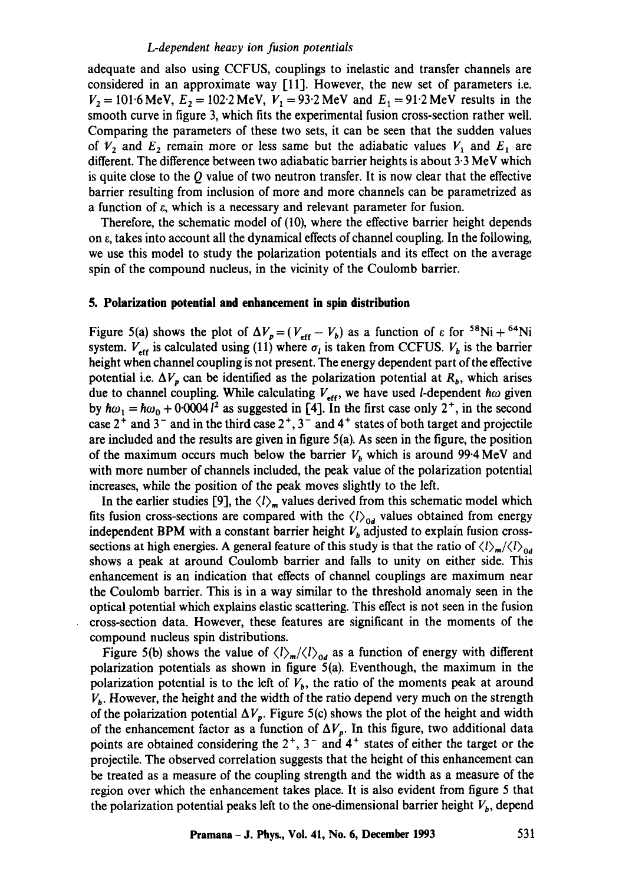adequate and also using CCFUS, couplings to inelastic and transfer channels are considered in an approximate way [11]. However, the new set of parameters i.e. $V_2 = 101{\cdot}6$ MeV, $E_2 = 102{\cdot}2$ MeV, $V_1 = 93{\cdot}2$ MeV and $E_1 = 91{\cdot}2$ MeV results in the smooth curve in figure 3, which fits the experimental fusion cross-section rather well. Comparing the parameters of these two sets, it can be seen that the sudden values of $V_2$ and $E_2$ remain more or less same but the adiabatic values $V_1$ and $E_1$ are different. The difference between two adiabatic barrier heights is about 3·3 MeV which is quite close to the $Q$ value of two neutron transfer. It is now clear that the effective barrier resulting from inclusion of more and more channels can be parametrized as a function of $\varepsilon$, which is a necessary and relevant parameter for fusion.

Therefore, the schematic model of (10), where the effective barrier height depends on $\varepsilon$, takes into account all the dynamical effects of channel coupling. In the following, we use this model to study the polarization potentials and its effect on the average spin of the compound nucleus, in the vicinity of the Coulomb barrier.

## 5. Polarization potential and enhancement in spin distribution

Figure 5(a) shows the plot of $\Delta V_p = (V_{\text{eff}} - V_b)$ as a function of $\varepsilon$ for $^{58}$Ni + $^{64}$Ni system. $V_{\text{eff}}$ is calculated using (11) where $\sigma_l$ is taken from CCFUS. $V_b$ is the barrier height when channel coupling is not present. The energy dependent part of the effective potential i.e. $\Delta V_p$ can be identified as the polarization potential at $R_b$, which arises due to channel coupling. While calculating $V_{\text{eff}}$, we have used $l$-dependent $\hbar\omega$ given by $\hbar\omega_l = \hbar\omega_0 + 0{\cdot}0004\, l^2$ as suggested in [4]. In the first case only $2^+$, in the second case $2^+$ and $3^-$ and in the third case $2^+$, $3^-$ and $4^+$ states of both target and projectile are included and the results are given in figure 5(a). As seen in the figure, the position of the maximum occurs much below the barrier $V_b$ which is around 99·4 MeV and with more number of channels included, the peak value of the polarization potential increases, while the position of the peak moves slightly to the left.

In the earlier studies [9], the $\langle l \rangle_m$ values derived from this schematic model which fits fusion cross-sections are compared with the $\langle l \rangle_{0d}$ values obtained from energy independent BPM with a constant barrier height $V_b$ adjusted to explain fusion cross-sections at high energies. A general feature of this study is that the ratio of $\langle l \rangle_m / \langle l \rangle_{0d}$ shows a peak at around Coulomb barrier and falls to unity on either side. This enhancement is an indication that effects of channel couplings are maximum near the Coulomb barrier. This is in a way similar to the threshold anomaly seen in the optical potential which explains elastic scattering. This effect is not seen in the fusion cross-section data. However, these features are significant in the moments of the compound nucleus spin distributions.

Figure 5(b) shows the value of $\langle l \rangle_m / \langle l \rangle_{0d}$ as a function of energy with different polarization potentials as shown in figure 5(a). Eventhough, the maximum in the polarization potential is to the left of $V_b$, the ratio of the moments peak at around $V_b$. However, the height and the width of the ratio depend very much on the strength of the polarization potential $\Delta V_p$. Figure 5(c) shows the plot of the height and width of the enhancement factor as a function of $\Delta V_p$. In this figure, two additional data points are obtained considering the $2^+$, $3^-$ and $4^+$ states of either the target or the projectile. The observed correlation suggests that the height of this enhancement can be treated as a measure of the coupling strength and the width as a measure of the region over which the enhancement takes place. It is also evident from figure 5 that the polarization potential peaks left to the one-dimensional barrier height $V_b$, depend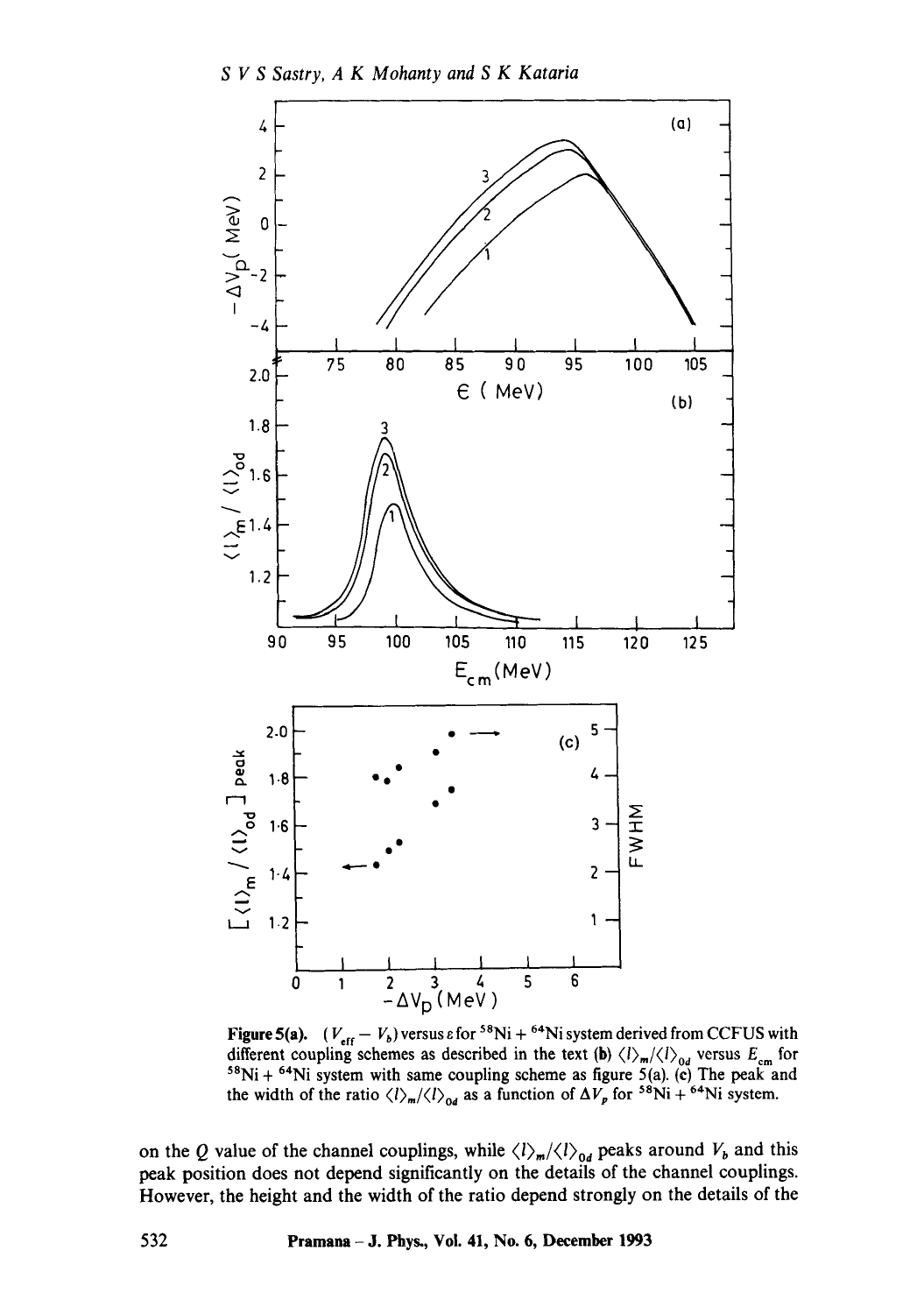**Figure 5(a).** ($V_{\text{eff}} - V_b$) versus $\varepsilon$ for $^{58}$Ni + $^{64}$Ni system derived from CCFUS with different coupling schemes as described in the text (**b**) $\langle l \rangle_m / \langle l \rangle_{0d}$ versus $E_{\text{cm}}$ for $^{58}$Ni + $^{64}$Ni system with same coupling scheme as figure 5(a). (**c**) The peak and the width of the ratio $\langle l \rangle_m / \langle l \rangle_{0d}$ as a function of $\Delta V_p$ for $^{58}$Ni + $^{64}$Ni system.

on the $Q$ value of the channel couplings, while $\langle l \rangle_m / \langle l \rangle_{0d}$ peaks around $V_b$ and this peak position does not depend significantly on the details of the channel couplings. However, the height and the width of the ratio depend strongly on the details of the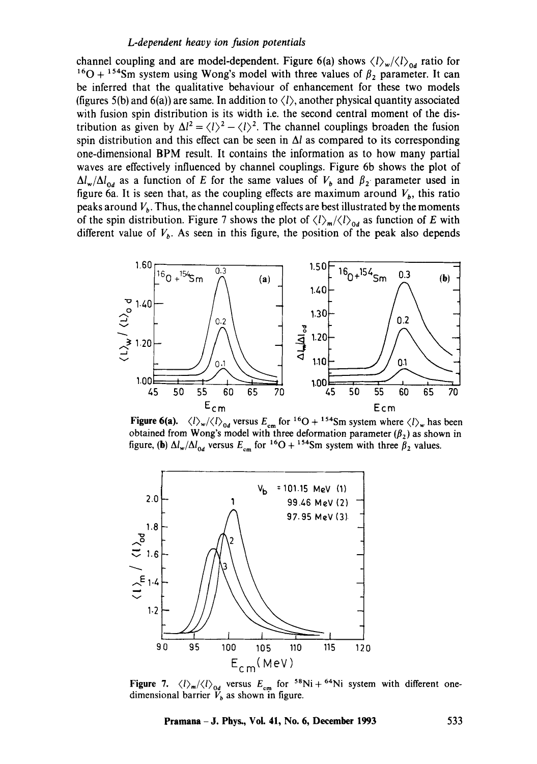channel coupling and are model-dependent. Figure 6(a) shows $\langle l \rangle_w / \langle l \rangle_{0d}$ ratio for $^{16}O + ^{154}Sm$ system using Wong's model with three values of $\beta_2$ parameter. It can be inferred that the qualitative behaviour of enhancement for these two models (figures 5(b) and 6(a)) are same. In addition to $\langle l \rangle$, another physical quantity associated with fusion spin distribution is its width i.e. the second central moment of the distribution as given by $\Delta l^2 = \langle l \rangle^2 - \langle l \rangle^2$. The channel couplings broaden the fusion spin distribution and this effect can be seen in $\Delta l$ as compared to its corresponding one-dimensional BPM result. It contains the information as to how many partial waves are effectively influenced by channel couplings. Figure 6b shows the plot of $\Delta l_w / \Delta l_{0d}$ as a function of $E$ for the same values of $V_b$ and $\beta_2$ parameter used in figure 6a. It is seen that, as the coupling effects are maximum around $V_b$, this ratio peaks around $V_b$. Thus, the channel coupling effects are best illustrated by the moments of the spin distribution. Figure 7 shows the plot of $\langle l \rangle_m / \langle l \rangle_{0d}$ as function of $E$ with different value of $V_b$. As seen in this figure, the position of the peak also depends

**Figure 6(a).** $\langle l \rangle_w / \langle l \rangle_{0d}$ versus $E_{cm}$ for $^{16}O + ^{154}Sm$ system where $\langle l \rangle_w$ has been obtained from Wong's model with three deformation parameter ($\beta_2$) as shown in figure, **(b)** $\Delta l_w / \Delta l_{0d}$ versus $E_{cm}$ for $^{16}O + ^{154}Sm$ system with three $\beta_2$ values.

**Figure 7.** $\langle l \rangle_m / \langle l \rangle_{0d}$ versus $E_{cm}$ for $^{58}Ni + ^{64}Ni$ system with different one-dimensional barrier $V_b$ as shown in figure.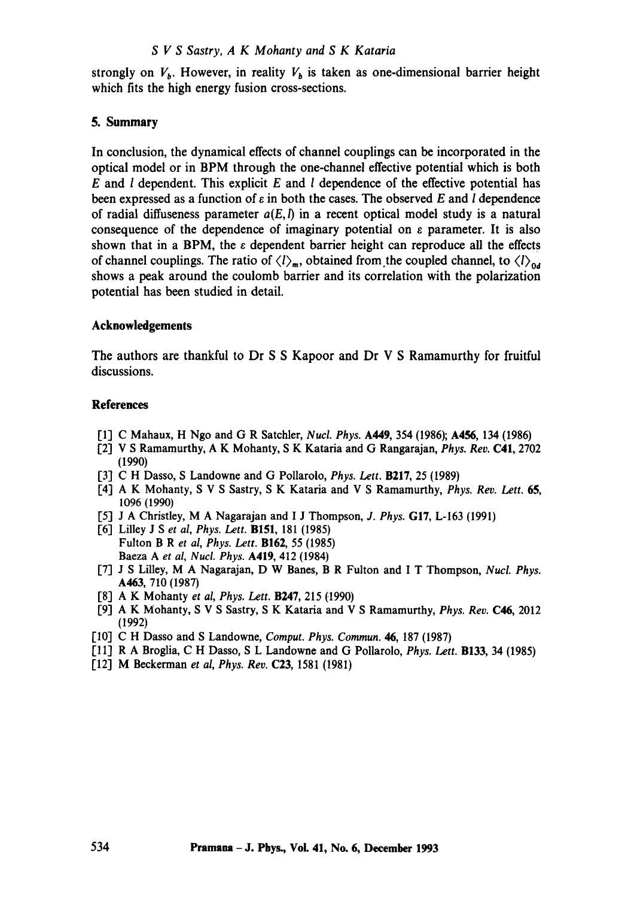strongly on $V_b$. However, in reality $V_b$ is taken as one-dimensional barrier height which fits the high energy fusion cross-sections.

## 5. Summary

In conclusion, the dynamical effects of channel couplings can be incorporated in the optical model or in BPM through the one-channel effective potential which is both $E$ and $l$ dependent. This explicit $E$ and $l$ dependence of the effective potential has been expressed as a function of $\varepsilon$ in both the cases. The observed $E$ and $l$ dependence of radial diffuseness parameter $a(E, l)$ in a recent optical model study is a natural consequence of the dependence of imaginary potential on $\varepsilon$ parameter. It is also shown that in a BPM, the $\varepsilon$ dependent barrier height can reproduce all the effects of channel couplings. The ratio of $\langle l \rangle_m$, obtained from the coupled channel, to $\langle l \rangle_{0d}$ shows a peak around the coulomb barrier and its correlation with the polarization potential has been studied in detail.

## Acknowledgements

The authors are thankful to Dr S S Kapoor and Dr V S Ramamurthy for fruitful discussions.

## References

[1] C Mahaux, H Ngo and G R Satchler, *Nucl. Phys.* **A449**, 354 (1986); **A456**, 134 (1986)
[2] V S Ramamurthy, A K Mohanty, S K Kataria and G Rangarajan, *Phys. Rev.* **C41**, 2702 (1990)
[3] C H Dasso, S Landowne and G Pollarolo, *Phys. Lett.* **B217**, 25 (1989)
[4] A K Mohanty, S V S Sastry, S K Kataria and V S Ramamurthy, *Phys. Rev. Lett.* **65**, 1096 (1990)
[5] J A Christley, M A Nagarajan and I J Thompson, *J. Phys.* **G17**, L-163 (1991)
[6] Lilley J S *et al*, *Phys. Lett.* **B151**, 181 (1985)
Fulton B R *et al*, *Phys. Lett.* **B162**, 55 (1985)
Baeza A *et al*, *Nucl. Phys.* **A419**, 412 (1984)
[7] J S Lilley, M A Nagarajan, D W Banes, B R Fulton and I T Thompson, *Nucl. Phys.* **A463**, 710 (1987)
[8] A K Mohanty *et al*, *Phys. Lett.* **B247**, 215 (1990)
[9] A K Mohanty, S V S Sastry, S K Kataria and V S Ramamurthy, *Phys. Rev.* **C46**, 2012 (1992)
[10] C H Dasso and S Landowne, *Comput. Phys. Commun.* **46**, 187 (1987)
[11] R A Broglia, C H Dasso, S L Landowne and G Pollarolo, *Phys. Lett.* **B133**, 34 (1985)
[12] M Beckerman *et al*, *Phys. Rev.* **C23**, 1581 (1981)